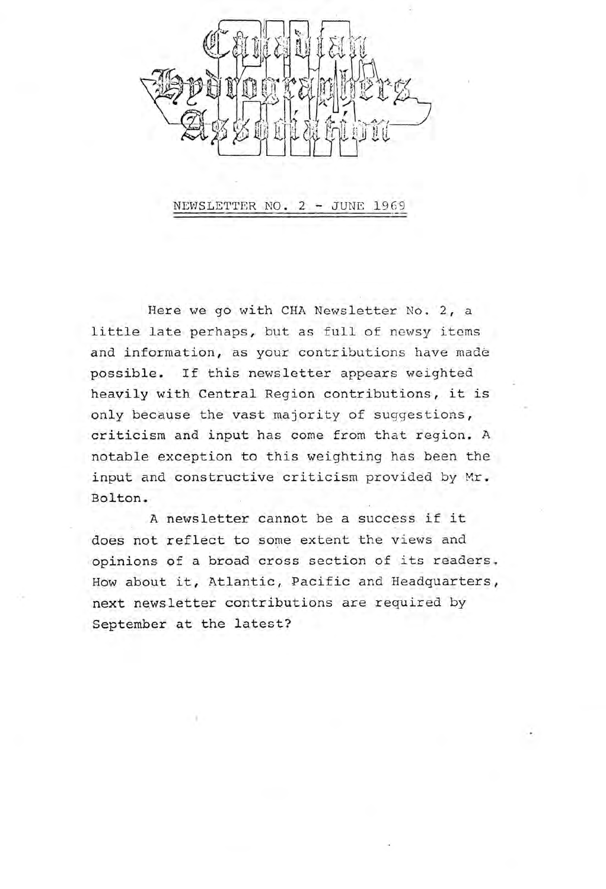# Canadian Hydrographers Association

## NEWSLETTER NO. 2 - JUNE 1969

Here we go with CHA Newsletter No. 2, a little late perhaps, but as full of newsy items and information, as your contributions have made possible. If this newsletter appears weighted heavily with Central Region contributions, it is only because the vast majority of suggestions, criticism and input has come from that region. A notable exception to this weighting has been the input and constructive criticism provided by Mr. Bolton.

A newsletter cannot be a success if it does not reflect to some extent the views and opinions of a broad cross section of its readers. How about it, Atlantic, Pacific and Headquarters, next newsletter contributions are required by September at the latest?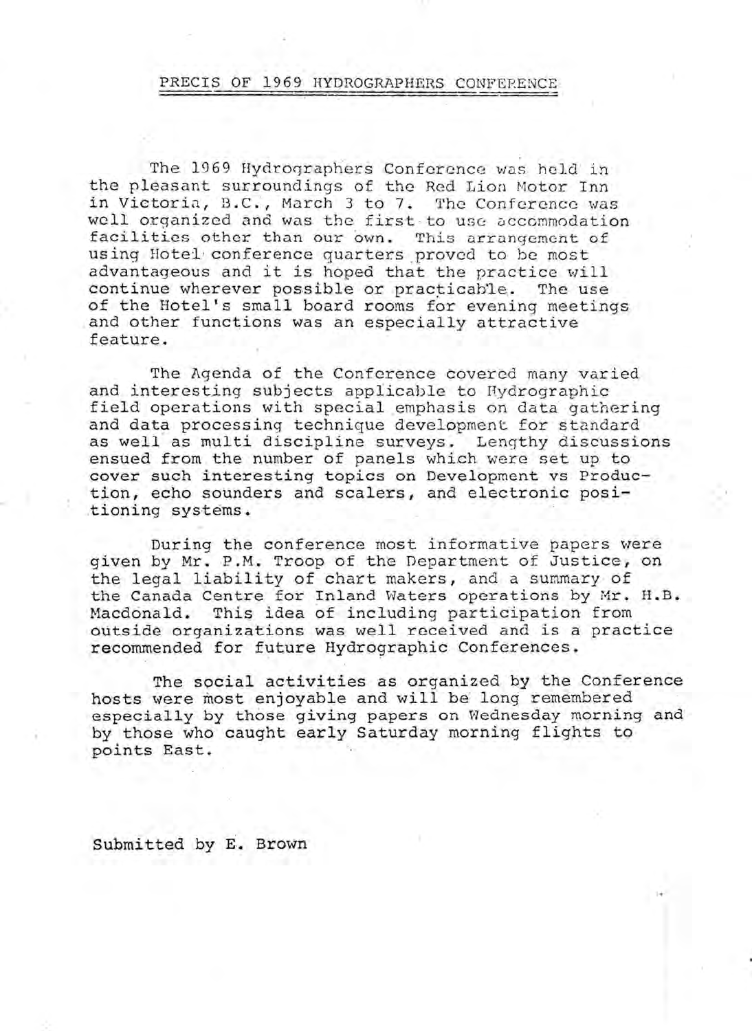## PRECIS OF 1969 HYDROGRAPHERS CONFERENCE

The 1969 Hydrographers Conference was held in the pleasant surroundings of the Red Lion Motor Inn in Victoria, B.C., March 3 to 7. The Conference was well organized and was the first to use accommodation facilities other than our own. This arrangement of using Hotel conference quarters proved to be most advantageous and it is hoped that the practice will continue wherever possible or practicable. The use of the Hotel's small board rooms for evening meetings and other functions was an especially attractive feature.

The Agenda of the Conference covered many varied and interesting subjects applicable to Hydrographic field operations with special emphasis on data gathering and data processing technique development for standard as well as multi discipline surveys. Lengthy discussions ensued from the number of panels which were set up to cover such interesting topics on Development vs Production, echo sounders and scalers, and electronic positioning systems.

During the conference most informative papers were given by Mr. P.M. Troop of the Department of Justice, on the legal liability of chart makers, and a summary of the Canada Centre for Inland Waters operations by Mr. H.B. Macdonald. This idea of including participation from outside organizations was well received and is a practice recommended for future Hydrographic Conferences.

The social activities as organized by the Conference hosts were most enjoyable and will be long remembered especially by those giving papers on Wednesday morning and by those who caught early Saturday morning flights to points East.

Submitted by E. Brown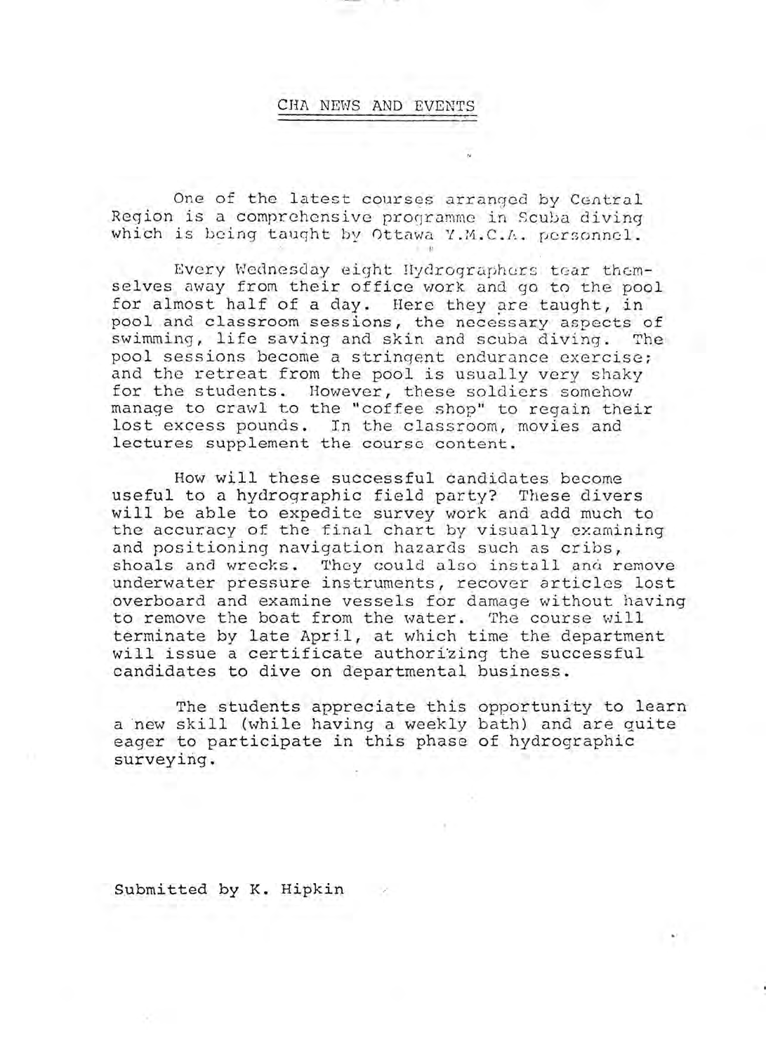## CHA NEWS AND EVENTS

One of the latest courses arranged by Central Region is a comprehensive programme in Scuba diving which is being taught by Ottawa Y.M.C.A. personnel.

Every Wednesday eight Hydrographers tear themselves away from their office work and go to the pool for almost half of a day. Here they are taught, in pool and classroom sessions, the necessary aspects of swimming, life saving and skin and scuba diving. The pool sessions become a stringent endurance exercise; and the retreat from the pool is usually very shaky for the students. However, these soldiers somehow manage to crawl to the "coffee shop" to regain their lost excess pounds. In the classroom, movies and lectures supplement the course content.

How will these successful candidates become useful to a hydrographic field party? These divers will be able to expedite survey work and add much to the accuracy of the final chart by visually examining and positioning navigation hazards such as cribs, shoals and wrecks. They could also install and remove underwater pressure instruments, recover articles lost overboard and examine vessels for damage without having to remove the boat from the water. The course will terminate by late April, at which time the department will issue a certificate authorizing the successful candidates to dive on departmental business.

The students appreciate this opportunity to learn a new skill (while having a weekly bath) and are quite eager to participate in this phase of hydrographic surveying.

Submitted by K. Hipkin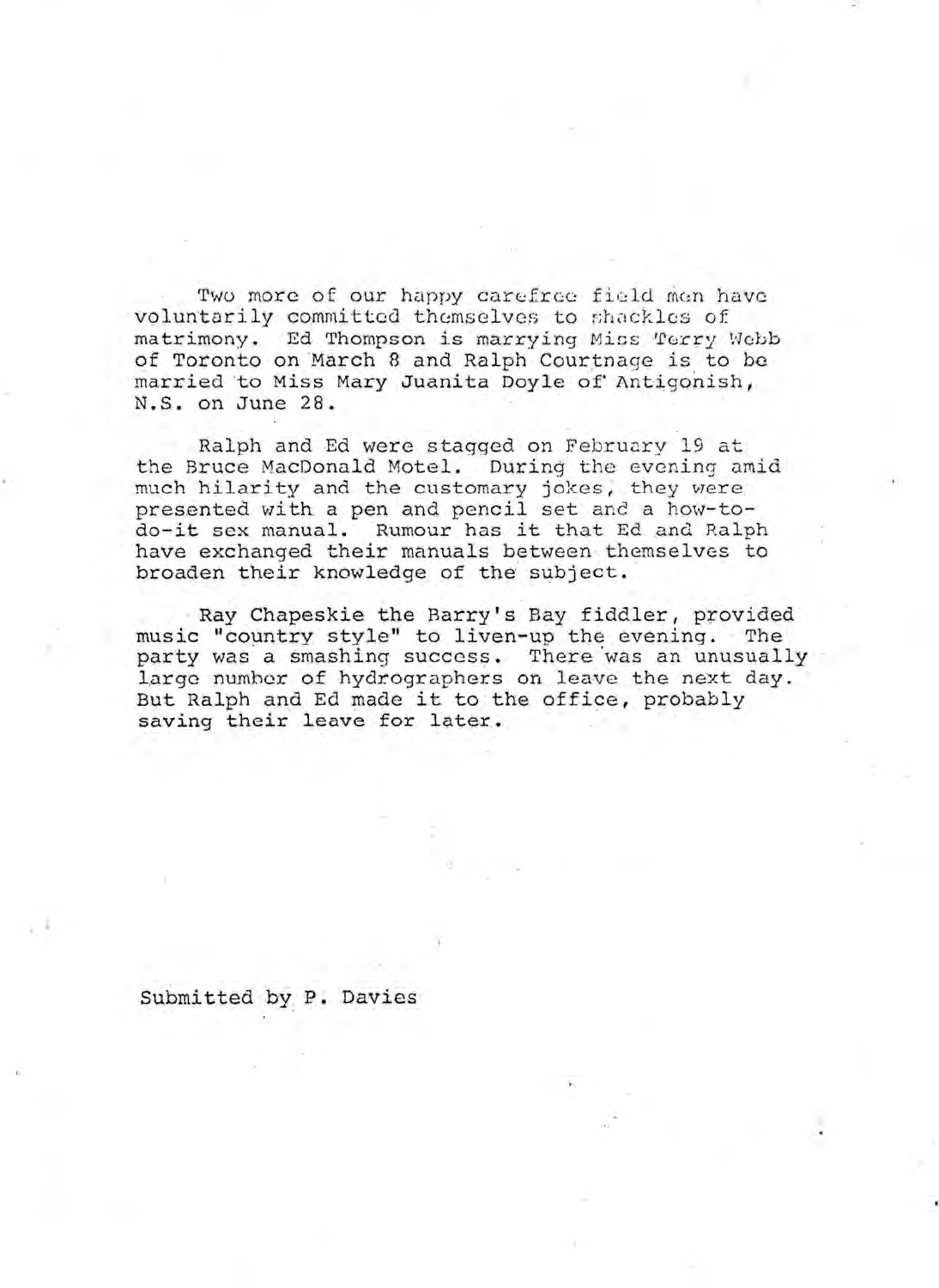Two more of our happy carefree field men have voluntarily committed themselves to shackles of matrimony. Ed Thompson is marrying Miss Terry Webb of Toronto on March 8 and Ralph Courtnage is to be married to Miss Mary Juanita Doyle of Antigonish, N.S. on June 28.

Ralph and Ed were stagged on February 19 at the Bruce MacDonald Motel. During the evening amid much hilarity and the customary jokes, they were presented with a pen and pencil set and a how-to-do-it sex manual. Rumour has it that Ed and Ralph have exchanged their manuals between themselves to broaden their knowledge of the subject.

Ray Chapeskie the Barry's Bay fiddler, provided music "country style" to liven-up the evening. The party was a smashing success. There was an unusually large number of hydrographers on leave the next day. But Ralph and Ed made it to the office, probably saving their leave for later.

Submitted by P. Davies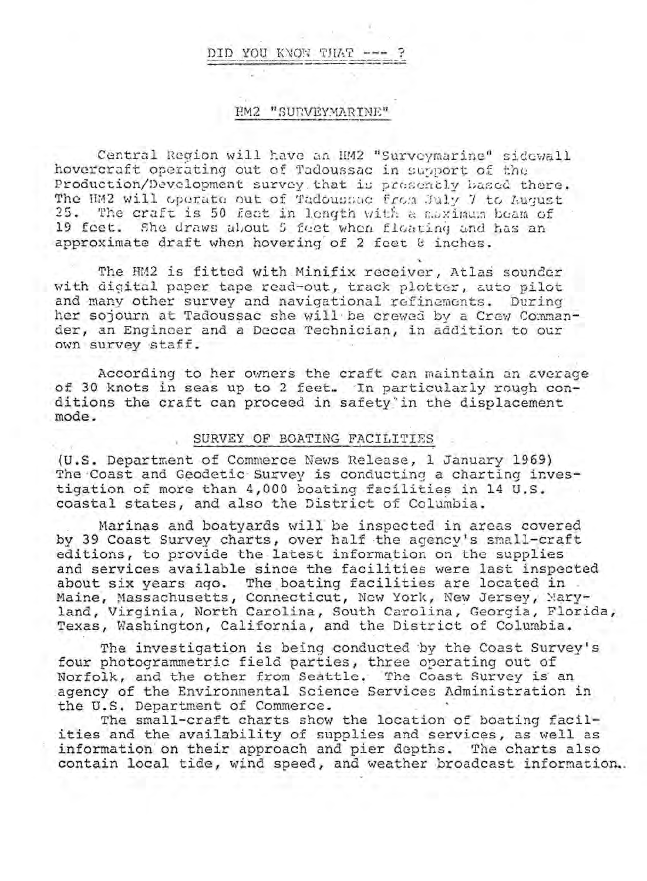# DID YOU KNOW THAT --- ?

## HM2 "SURVEYMARINE"

Central Region will have an HM2 "Surveymarine" sidewall hovercraft operating out of Tadoussac in support of the Production/Development survey that is presently based there. The HM2 will operate out of Tadoussac from July 7 to August 25. The craft is 50 feet in length with a maximum beam of 19 feet. She draws about 5 feet when floating and has an approximate draft when hovering of 2 feet 8 inches.

The HM2 is fitted with Minifix receiver, Atlas sounder with digital paper tape read-out, track plotter, auto pilot and many other survey and navigational refinements. During her sojourn at Tadoussac she will be crewed by a Crew Commander, an Engineer and a Decca Technician, in addition to our own survey staff.

According to her owners the craft can maintain an average of 30 knots in seas up to 2 feet. In particularly rough conditions the craft can proceed in safety in the displacement mode.

## SURVEY OF BOATING FACILITIES

(U.S. Department of Commerce News Release, 1 January 1969) The Coast and Geodetic Survey is conducting a charting investigation of more than 4,000 boating facilities in 14 U.S. coastal states, and also the District of Columbia.

Marinas and boatyards will be inspected in areas covered by 39 Coast Survey charts, over half the agency's small-craft editions, to provide the latest information on the supplies and services available since the facilities were last inspected about six years ago. The boating facilities are located in Maine, Massachusetts, Connecticut, New York, New Jersey, Maryland, Virginia, North Carolina, South Carolina, Georgia, Florida, Texas, Washington, California, and the District of Columbia.

The investigation is being conducted by the Coast Survey's four photogrammetric field parties, three operating out of Norfolk, and the other from Seattle. The Coast Survey is an agency of the Environmental Science Services Administration in the U.S. Department of Commerce.

The small-craft charts show the location of boating facilities and the availability of supplies and services, as well as information on their approach and pier depths. The charts also contain local tide, wind speed, and weather broadcast information.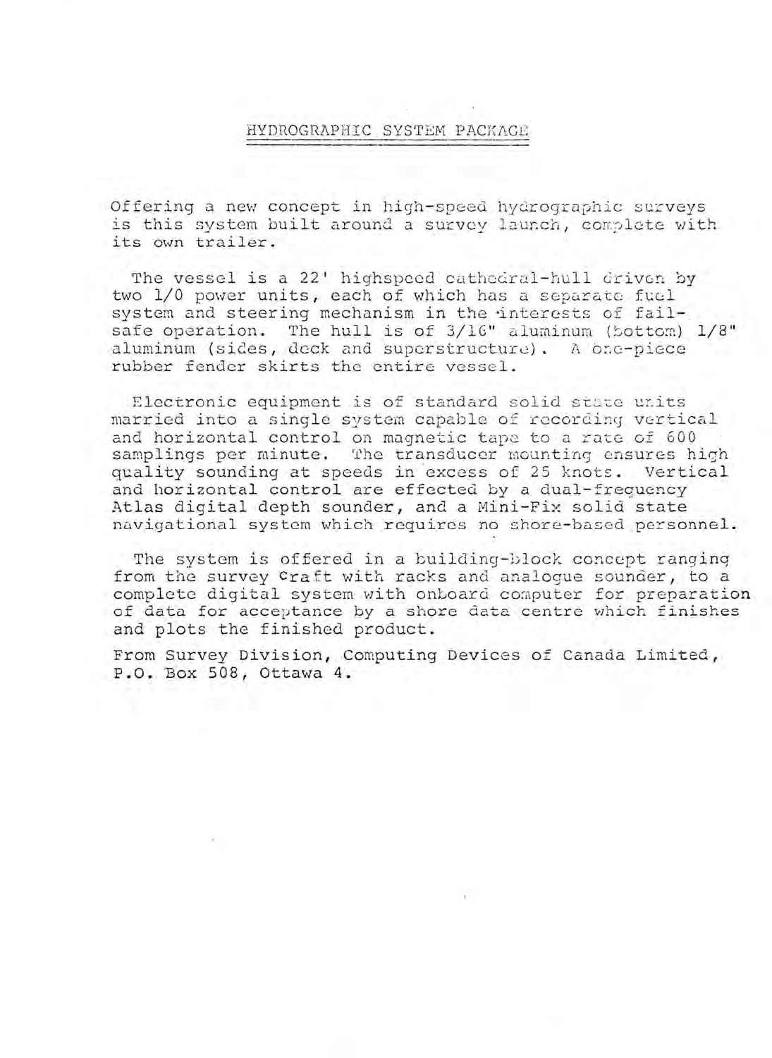## HYDROGRAPHIC SYSTEM PACKAGE

Offering a new concept in high-speed hydrographic surveys is this system built around a survey launch, complete with its own trailer.

The vessel is a 22' highspeed cathedral-hull driven by two 1/0 power units, each of which has a separate fuel system and steering mechanism in the interests of fail-safe operation. The hull is of 3/16" aluminum (bottom) 1/8" aluminum (sides, deck and superstructure). A one-piece rubber fender skirts the entire vessel.

Electronic equipment is of standard solid state units married into a single system capable of recording vertical and horizontal control on magnetic tape to a rate of 600 samplings per minute. The transducer mounting ensures high quality sounding at speeds in excess of 25 knots. Vertical and horizontal control are effected by a dual-frequency Atlas digital depth sounder, and a Mini-Fix solid state navigational system which requires no shore-based personnel.

The system is offered in a building-block concept ranging from the survey craft with racks and analogue sounder, to a complete digital system with onboard computer for preparation of data for acceptance by a shore data centre which finishes and plots the finished product.

From Survey Division, Computing Devices of Canada Limited, P.O. Box 508, Ottawa 4.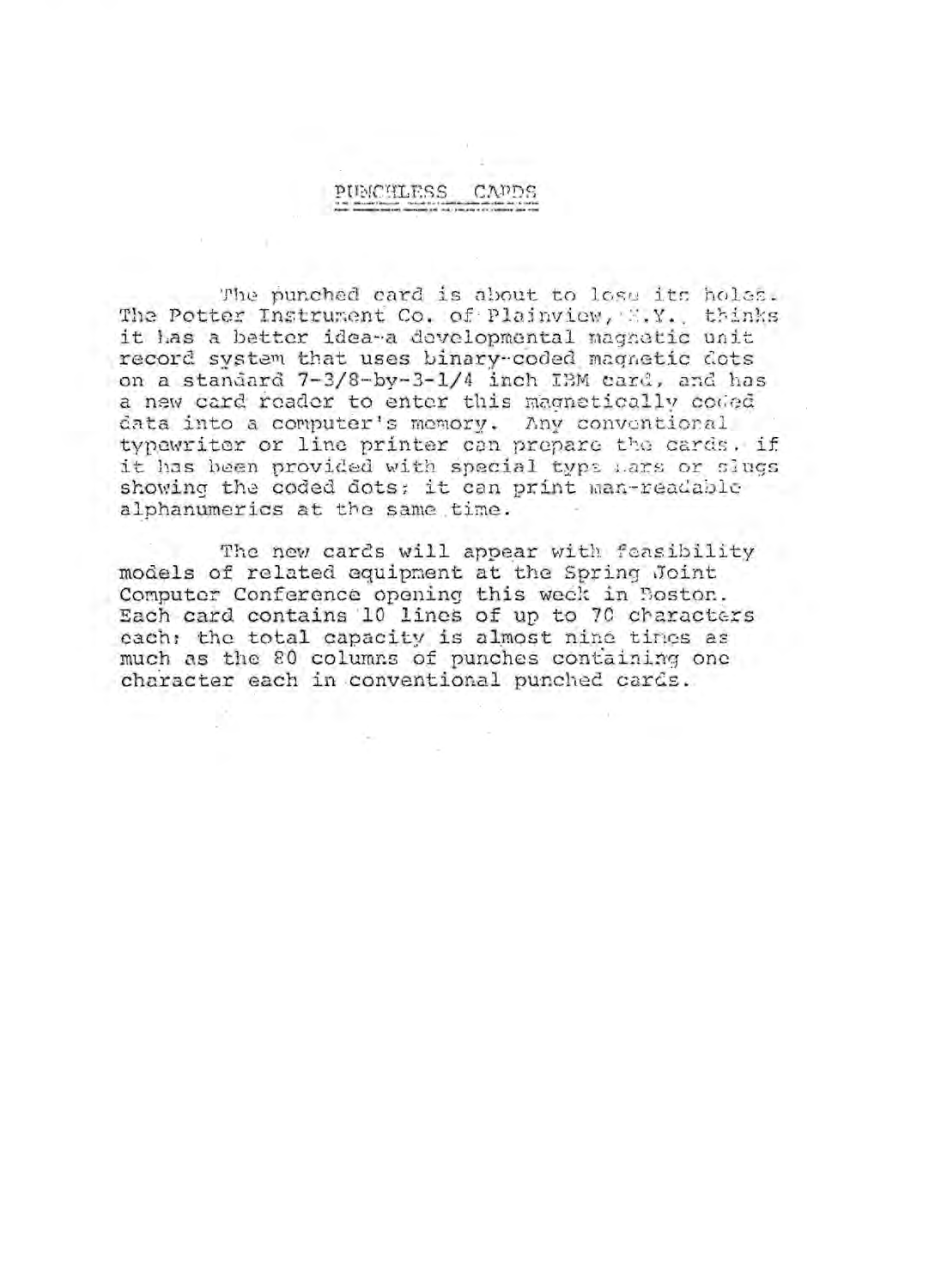# PUNCHLESS CARDS

The punched card is about to lose its holes. The Potter Instrument Co. of Plainview, N.Y., thinks it has a better idea-a developmental magnetic unit record system that uses binary-coded magnetic dots on a standard 7-3/8-by-3-1/4 inch IBM card, and has a new card reader to enter this magnetically coded data into a computer's memory. Any conventional typewriter or line printer can prepare the cards. if it has been provided with special type bars or slugs showing the coded dots; it can print man-readable alphanumerics at the same time.

The new cards will appear with feasibility models of related equipment at the Spring Joint Computer Conference opening this week in Boston. Each card contains 10 lines of up to 70 characters each; the total capacity is almost nine times as much as the 80 columns of punches containing one character each in conventional punched cards.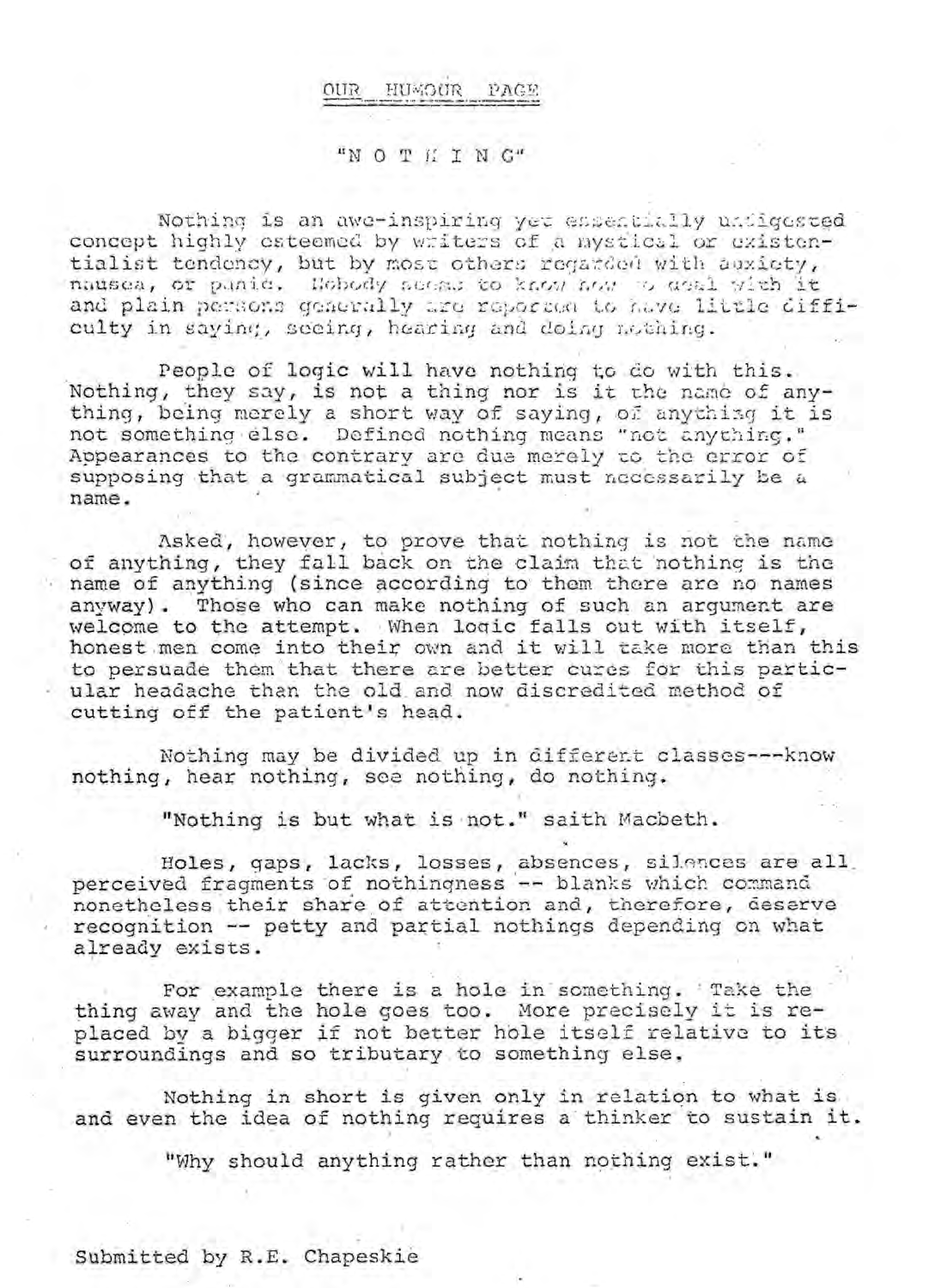## OUR HUMOUR PAGE

### "N O T H I N G"

Nothing is an awe-inspiring yet essentially undigested concept highly esteemed by writers of a mystical or existentialist tendency, but by most others regarded with anxiety, nausea, or panic. Nobody seems to know how to deal with it and plain persons generally are reported to have little difficulty in saying, seeing, hearing and doing nothing.

People of logic will have nothing to do with this. Nothing, they say, is not a thing nor is it the name of anything, being merely a short way of saying, of anything it is not something else. Defined nothing means "not anything." Appearances to the contrary are due merely to the error of supposing that a grammatical subject must necessarily be a name.

Asked, however, to prove that nothing is not the name of anything, they fall back on the claim that nothing is the name of anything (since according to them there are no names anyway). Those who can make nothing of such an argument are welcome to the attempt. When logic falls out with itself, honest men come into their own and it will take more than this to persuade them that there are better cures for this particular headache than the old and now discredited method of cutting off the patient's head.

Nothing may be divided up in different classes---know nothing, hear nothing, see nothing, do nothing.

"Nothing is but what is not." saith Macbeth.

Holes, gaps, lacks, losses, absences, silences are all perceived fragments of nothingness -- blanks which command nonetheless their share of attention and, therefore, deserve recognition -- petty and partial nothings depending on what already exists.

For example there is a hole in something. Take the thing away and the hole goes too. More precisely it is replaced by a bigger if not better hole itself relative to its surroundings and so tributary to something else.

Nothing in short is given only in relation to what is and even the idea of nothing requires a thinker to sustain it.

"Why should anything rather than nothing exist."

Submitted by R.E. Chapeskie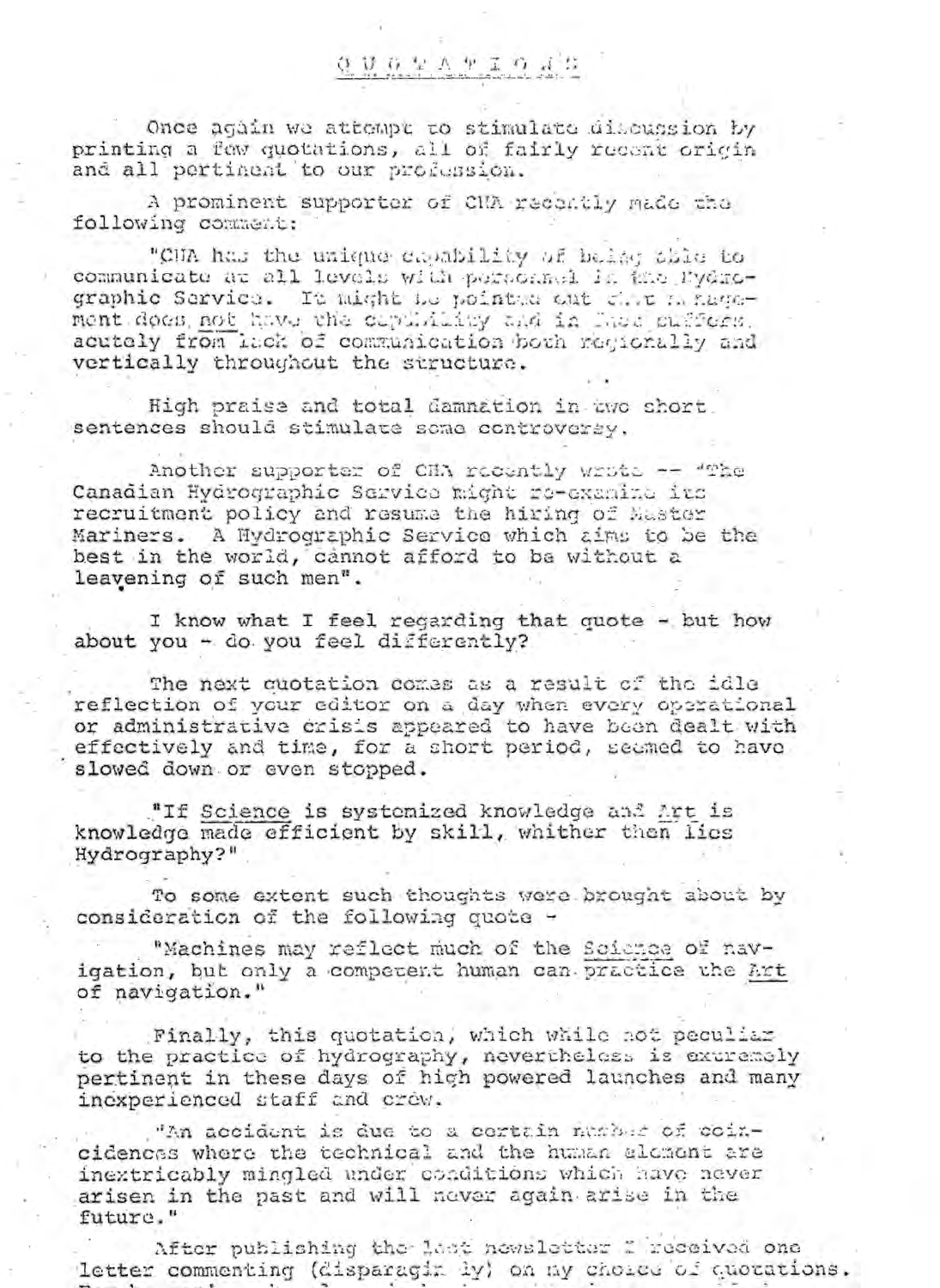# QUOTATIONS

Once again we attempt to stimulate discussion by printing a few quotations, all of fairly recent origin and all pertinent to our profession.

A prominent supporter of CHA recently made the following comment:

"CHA has the unique capability of being able to communicate at all levels with personnel in the Hydrographic Service. It might be pointed out that management does not have the capability and in fact suffers acutely from lack of communication both regionally and vertically throughout the structure.

High praise and total damnation in two short sentences should stimulate some controversy.

Another supporter of CHA recently wrote -- "The Canadian Hydrographic Service might re-examine its recruitment policy and resume the hiring of Master Mariners. A Hydrographic Service which aims to be the best in the world, cannot afford to be without a leavening of such men".

I know what I feel regarding that quote - but how about you - do you feel differently?

The next quotation comes as a result of the idle reflection of your editor on a day when every operational or administrative crisis appeared to have been dealt with effectively and time, for a short period, seemed to have slowed down or even stopped.

"If Science is systemized knowledge and Art is knowledge made efficient by skill, whither then lies Hydrography?"

To some extent such thoughts were brought about by consideration of the following quote -

"Machines may reflect much of the Science of navigation, but only a competent human can practice the Art of navigation."

Finally, this quotation, which while not peculiar to the practice of hydrography, nevertheless is extremely pertinent in these days of high powered launches and many inexperienced staff and crew.

"An accident is due to a certain number of coincidences where the technical and the human element are inextricably mingled under conditions which have never arisen in the past and will never again arise in the future."

After publishing the last newsletter I received one letter commenting (disparagingly) on my choice of quotations.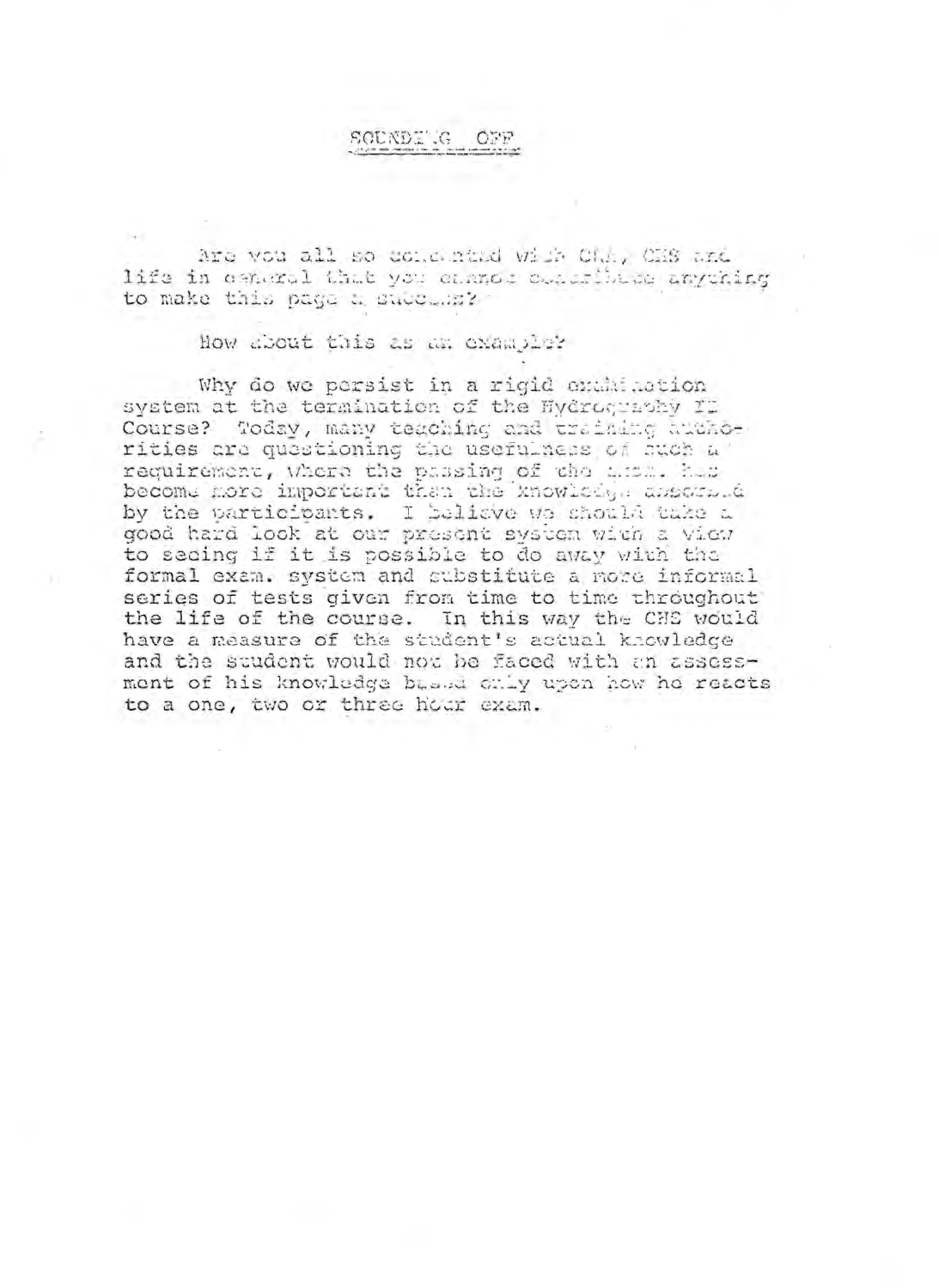# SOUNDING OFF

Are you all so contented with CHA, CHS and life in general that you cannot contribute anything to make this page a success?

How about this as an example?

Why do we persist in a rigid examination system at the termination of the Hydrography II Course? Today, many teaching and training authorities are questioning the usefulness of such a requirement, where the passing of the exam. has become more important than the knowledge absorbed by the participants. I believe we should take a good hard look at our present system with a view to seeing if it is possible to do away with the formal exam. system and substitute a more informal series of tests given from time to time throughout the life of the course. In this way the CHS would have a measure of the student's actual knowledge and the student would not be faced with an assessment of his knowledge based only upon how he reacts to a one, two or three hour exam.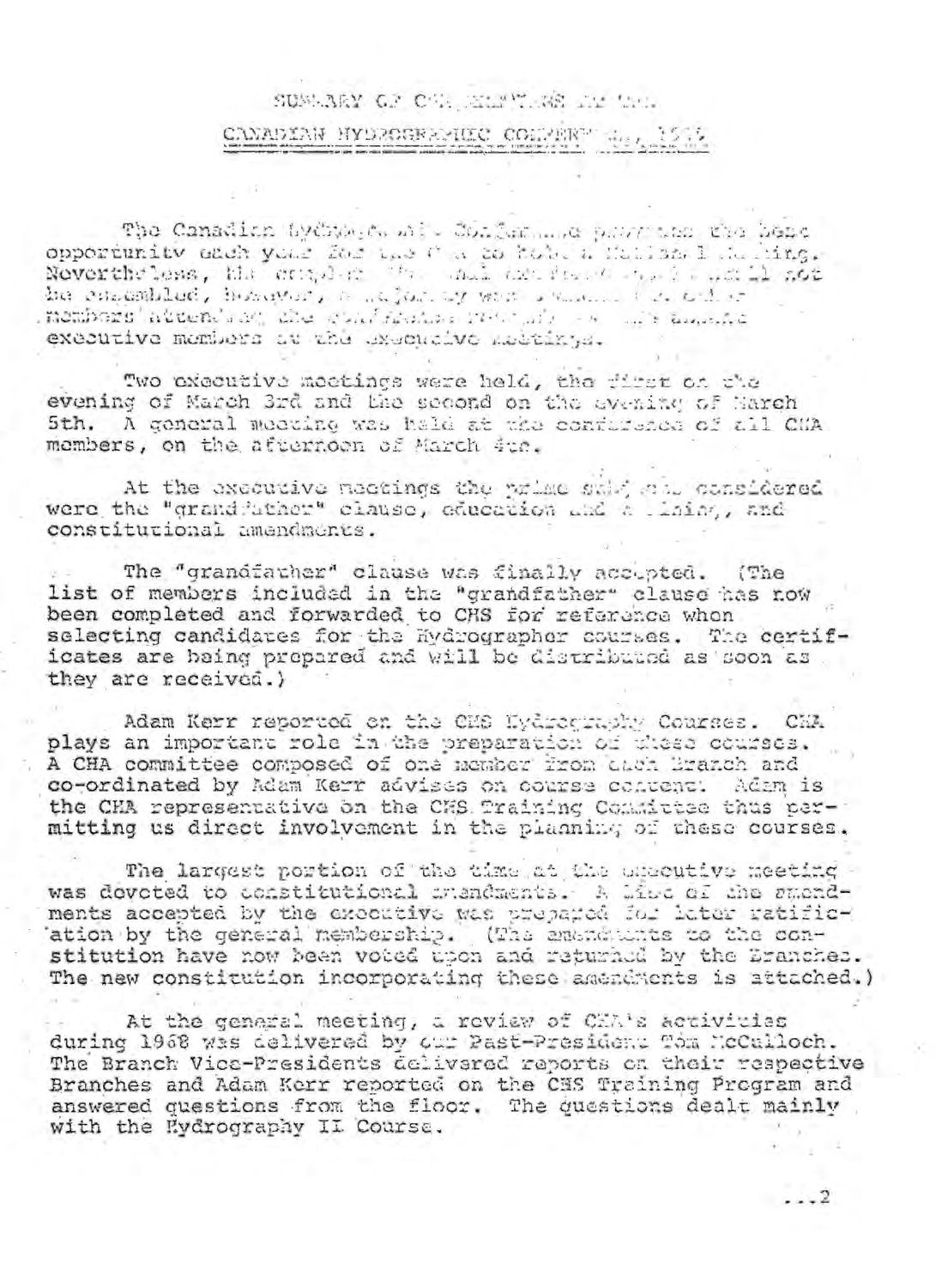# SUMMARY OF CHA MEETINGS AT THE CANADIAN HYDROGRAPHIC CONFERENCE, 1969

The Canadian Hydrographic Conference provides the best opportunity each year for the CHA to hold a National Meeting. Nevertheless, the entire CHA membership could not be assembled, however, a majority were present and other members attending the conference acted as substitute executive members at the executive meetings.

Two executive meetings were held, the first on the evening of March 3rd and the second on the evening of March 5th. A general meeting was held at the conference of all CHA members, on the afternoon of March 4th.

At the executive meetings the prime subjects considered were the "grandfather" clause, education and training, and constitutional amendments.

The "grandfather" clause was finally accepted. (The list of members included in the "grandfather" clause has now been completed and forwarded to CHS for reference when selecting candidates for the Hydrographer courses. The certificates are being prepared and will be distributed as soon as they are received.)

Adam Kerr reported on the CHS Hydrography Courses. CHA plays an important role in the preparation of these courses. A CHA committee composed of one member from each Branch and co-ordinated by Adam Kerr advises on course content. Adam is the CHA representative on the CHS Training Committee thus permitting us direct involvement in the planning of these courses.

The largest portion of the time at the executive meeting was devoted to constitutional amendments. A list of the amendments accepted by the executive was prepared for later ratification by the general membership. (The amendments to the constitution have now been voted upon and returned by the Branches. The new constitution incorporating these amendments is attached.)

At the general meeting, a review of CHA's activities during 1968 was delivered by our Past-President Tom McCulloch. The Branch Vice-Presidents delivered reports on their respective Branches and Adam Kerr reported on the CHS Training Program and answered questions from the floor. The questions dealt mainly with the Hydrography II Course.

...2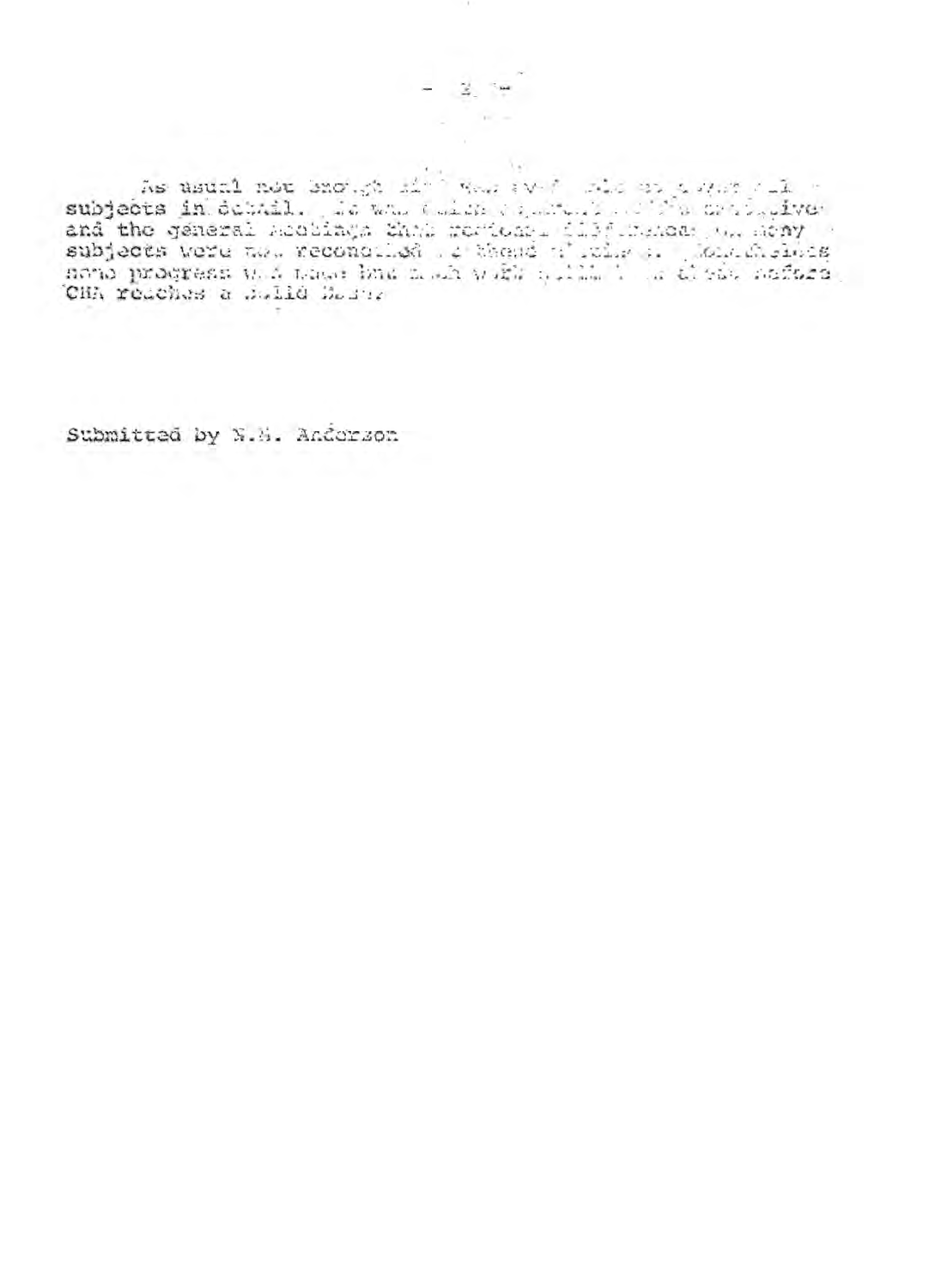As usual not enough time was available to cover all subjects in detail. It was again apparent that the executive and the general meetings that regional differences on many subjects were not reconciled ... Nonetheless some progress was made and much work will ... done before CHA reaches a solid basis.

Submitted by N.H. Anderson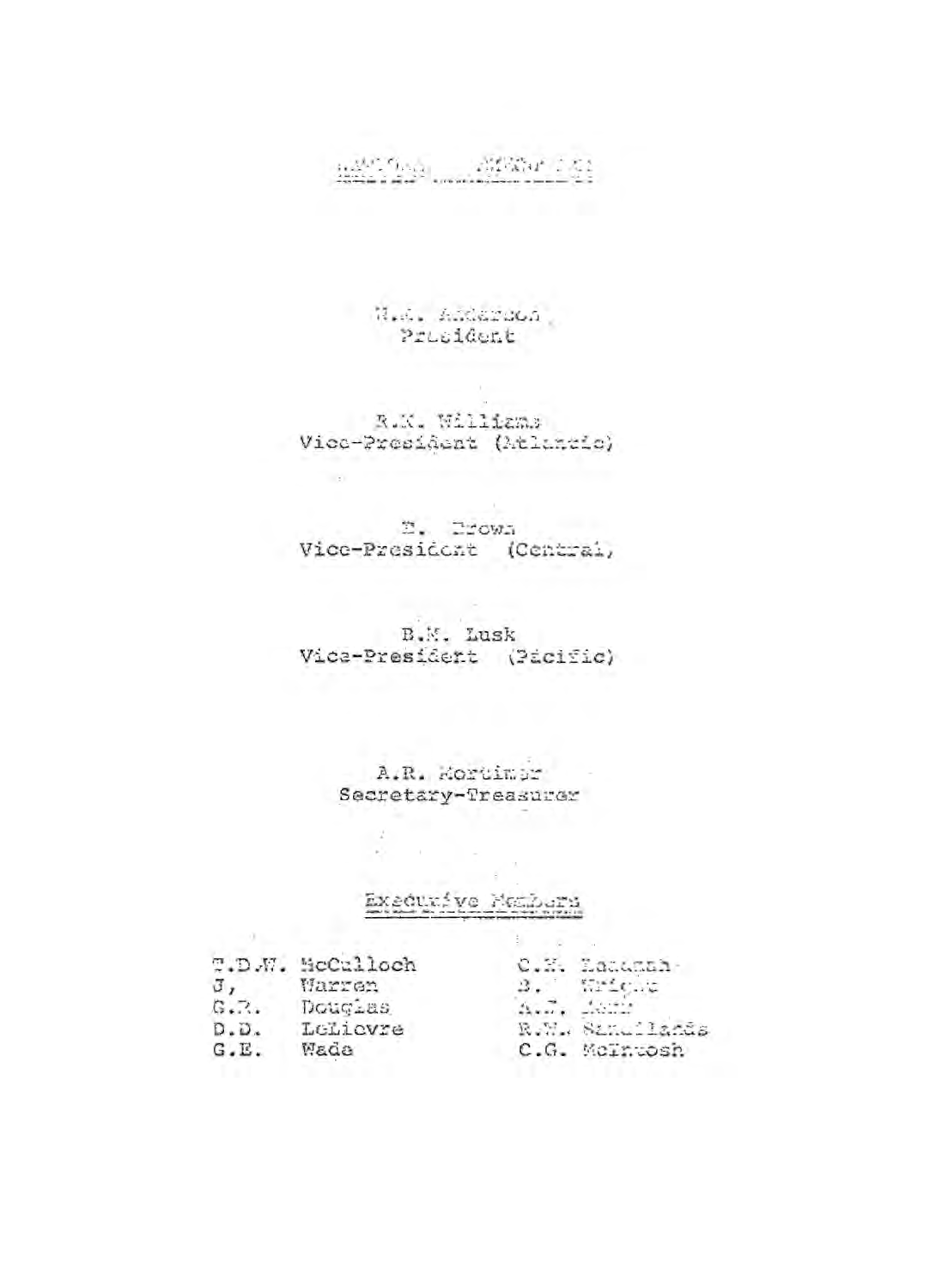# NATIONAL EXECUTIVE

H.A. Anderson
President

R.K. Williams
Vice-President (Atlantic)

E. Brown
Vice-President (Central)

B.M. Lusk
Vice-President (Pacific)

A.R. Mortimer
Secretary-Treasurer

## Executive Members

| | |
|---|---|
| T.D.W. McCulloch | C.H. Hannah |
| J. Warren | B. Wright |
| G.R. Douglas | A.T. Lamb |
| D.D. LeLievre | R.W. Sandilands |
| G.E. Wade | C.G. McIntosh |